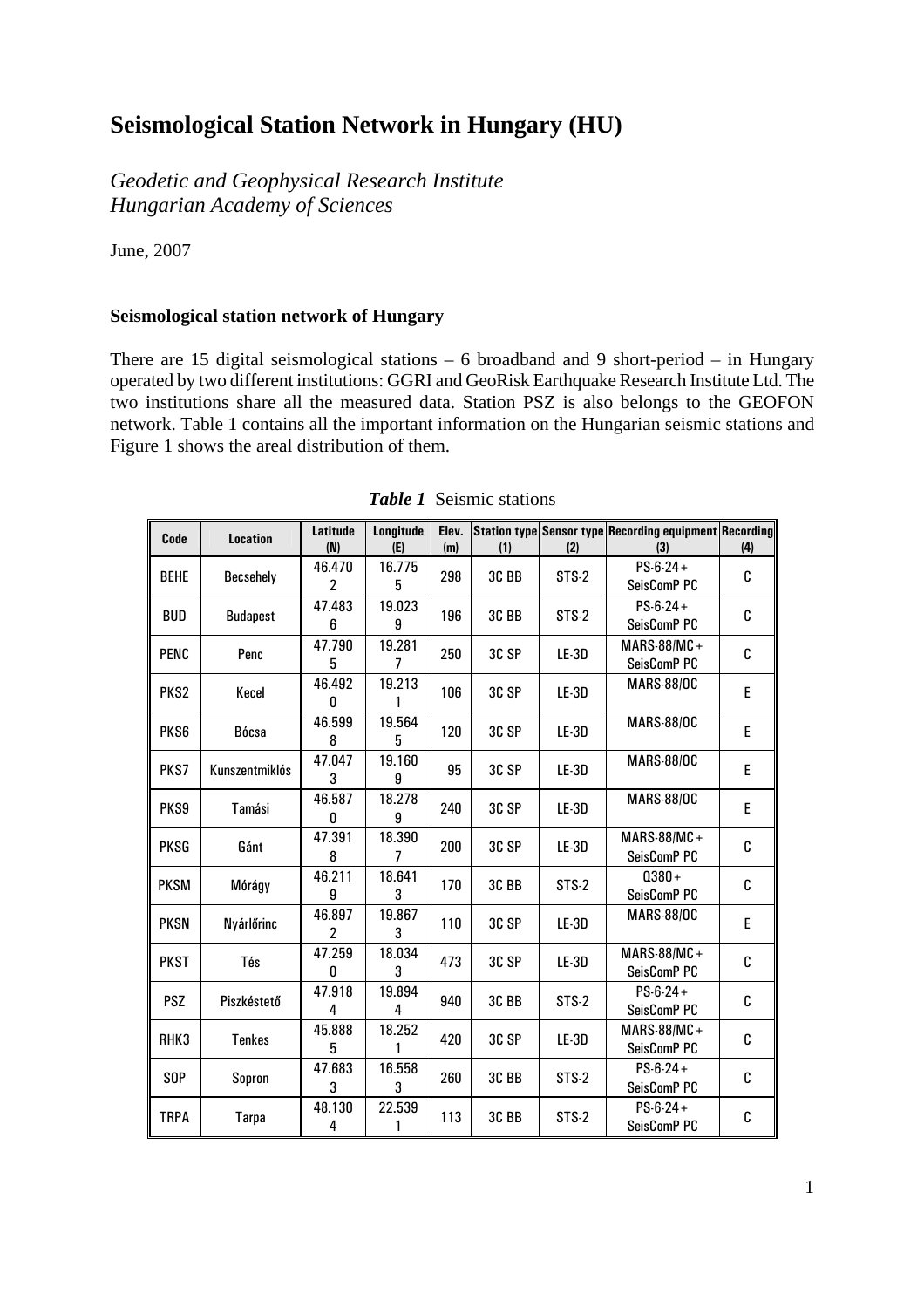# Seismological Station Network in Hungary (HU)

*Geodetic and Geophysical Research Institute*
*Hungarian Academy of Sciences*

June, 2007

**Seismological station network of Hungary**

There are 15 digital seismological stations – 6 broadband and 9 short-period – in Hungary operated by two different institutions: GGRI and GeoRisk Earthquake Research Institute Ltd. The two institutions share all the measured data. Station PSZ is also belongs to the GEOFON network. Table 1 contains all the important information on the Hungarian seismic stations and Figure 1 shows the areal distribution of them.

***Table 1*** Seismic stations

| Code | Location | Latitude (N) | Longitude (E) | Elev. (m) | Station type (1) | Sensor type (2) | Recording equipment (3) | Recording (4) |
|---|---|---|---|---|---|---|---|---|
| BEHE | Becsehely | 46.4702 | 16.7755 | 298 | 3C BB | STS-2 | PS-6-24 + SeisComP PC | C |
| BUD | Budapest | 47.4836 | 19.0239 | 196 | 3C BB | STS-2 | PS-6-24 + SeisComP PC | C |
| PENC | Penc | 47.7905 | 19.2817 | 250 | 3C SP | LE-3D | MARS-88/MC + SeisComP PC | C |
| PKS2 | Kecel | 46.4920 | 19.2131 | 106 | 3C SP | LE-3D | MARS-88/OC | E |
| PKS6 | Bócsa | 46.5998 | 19.5645 | 120 | 3C SP | LE-3D | MARS-88/OC | E |
| PKS7 | Kunszentmiklós | 47.0473 | 19.1609 | 95 | 3C SP | LE-3D | MARS-88/OC | E |
| PKS9 | Tamási | 46.5870 | 18.2789 | 240 | 3C SP | LE-3D | MARS-88/OC | E |
| PKSG | Gánt | 47.3918 | 18.3907 | 200 | 3C SP | LE-3D | MARS-88/MC + SeisComP PC | C |
| PKSM | Mórágy | 46.2119 | 18.6413 | 170 | 3C BB | STS-2 | Q380 + SeisComP PC | C |
| PKSN | Nyárlőrinc | 46.8972 | 19.8673 | 110 | 3C SP | LE-3D | MARS-88/OC | E |
| PKST | Tés | 47.2590 | 18.0343 | 473 | 3C SP | LE-3D | MARS-88/MC + SeisComP PC | C |
| PSZ | Piszkéstető | 47.9184 | 19.8944 | 940 | 3C BB | STS-2 | PS-6-24 + SeisComP PC | C |
| RHK3 | Tenkes | 45.8885 | 18.2521 | 420 | 3C SP | LE-3D | MARS-88/MC + SeisComP PC | C |
| SOP | Sopron | 47.6833 | 16.5583 | 260 | 3C BB | STS-2 | PS-6-24 + SeisComP PC | C |
| TRPA | Tarpa | 48.1304 | 22.5391 | 113 | 3C BB | STS-2 | PS-6-24 + SeisComP PC | C |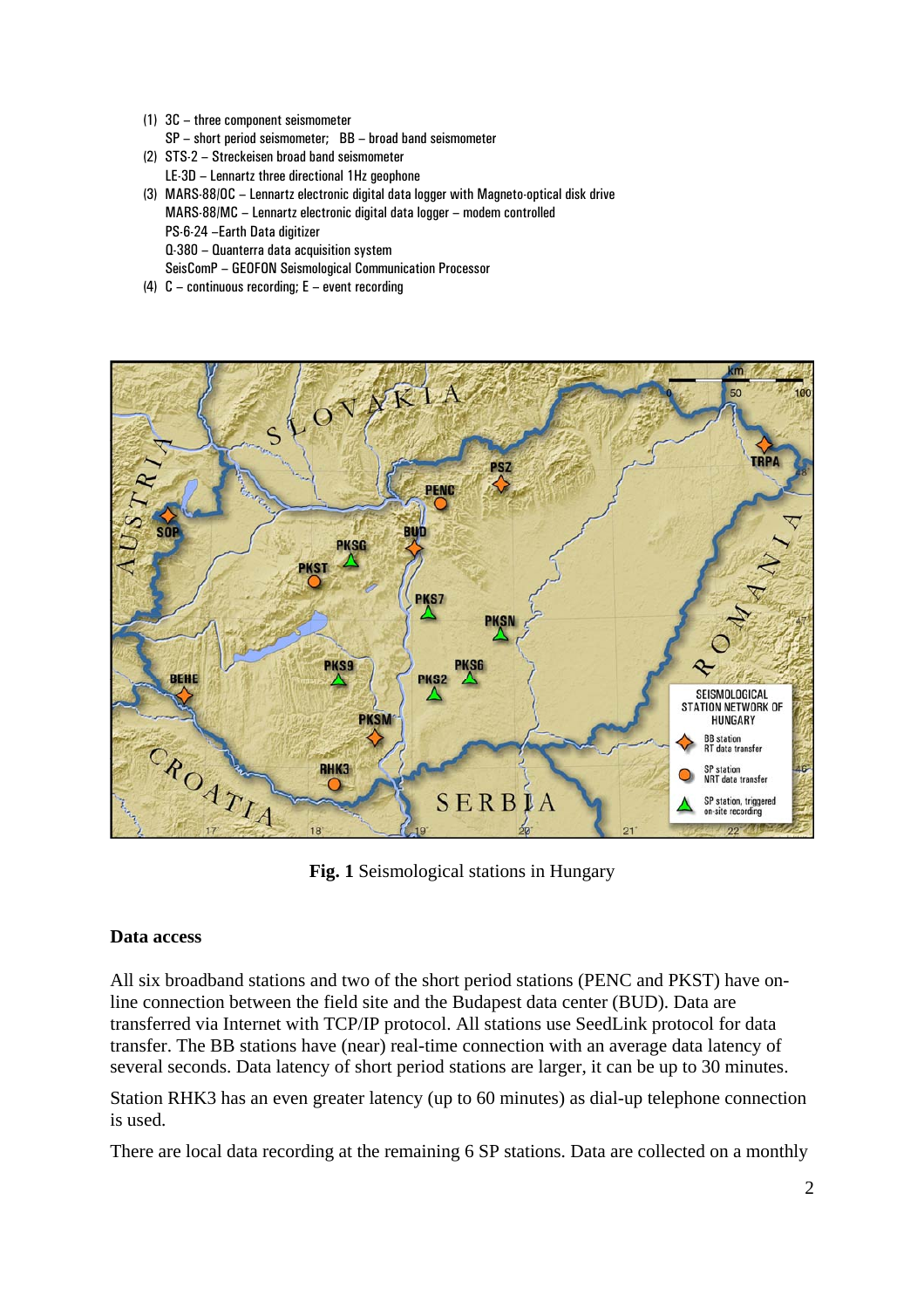(1) 3C – three component seismometer
SP – short period seismometer; BB – broad band seismometer
(2) STS-2 – Streckeisen broad band seismometer
LE-3D – Lennartz three directional 1Hz geophone
(3) MARS-88/OC – Lennartz electronic digital data logger with Magneto-optical disk drive
MARS-88/MC – Lennartz electronic digital data logger – modem controlled
PS-6-24 –Earth Data digitizer
Q-380 – Quanterra data acquisition system
SeisComP – GEOFON Seismological Communication Processor
(4) C – continuous recording; E – event recording

**Fig. 1** Seismological stations in Hungary

**Data access**

All six broadband stations and two of the short period stations (PENC and PKST) have on-line connection between the field site and the Budapest data center (BUD). Data are transferred via Internet with TCP/IP protocol. All stations use SeedLink protocol for data transfer. The BB stations have (near) real-time connection with an average data latency of several seconds. Data latency of short period stations are larger, it can be up to 30 minutes.

Station RHK3 has an even greater latency (up to 60 minutes) as dial-up telephone connection is used.

There are local data recording at the remaining 6 SP stations. Data are collected on a monthly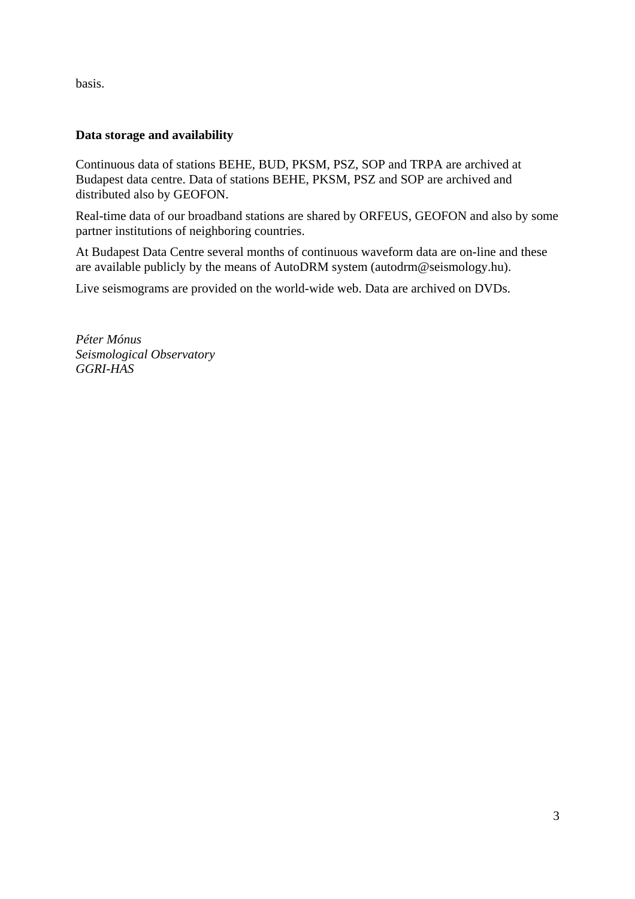basis.

**Data storage and availability**

Continuous data of stations BEHE, BUD, PKSM, PSZ, SOP and TRPA are archived at Budapest data centre. Data of stations BEHE, PKSM, PSZ and SOP are archived and distributed also by GEOFON.

Real-time data of our broadband stations are shared by ORFEUS, GEOFON and also by some partner institutions of neighboring countries.

At Budapest Data Centre several months of continuous waveform data are on-line and these are available publicly by the means of AutoDRM system (autodrm@seismology.hu).

Live seismograms are provided on the world-wide web. Data are archived on DVDs.

*Péter Mónus*
*Seismological Observatory*
*GGRI-HAS*